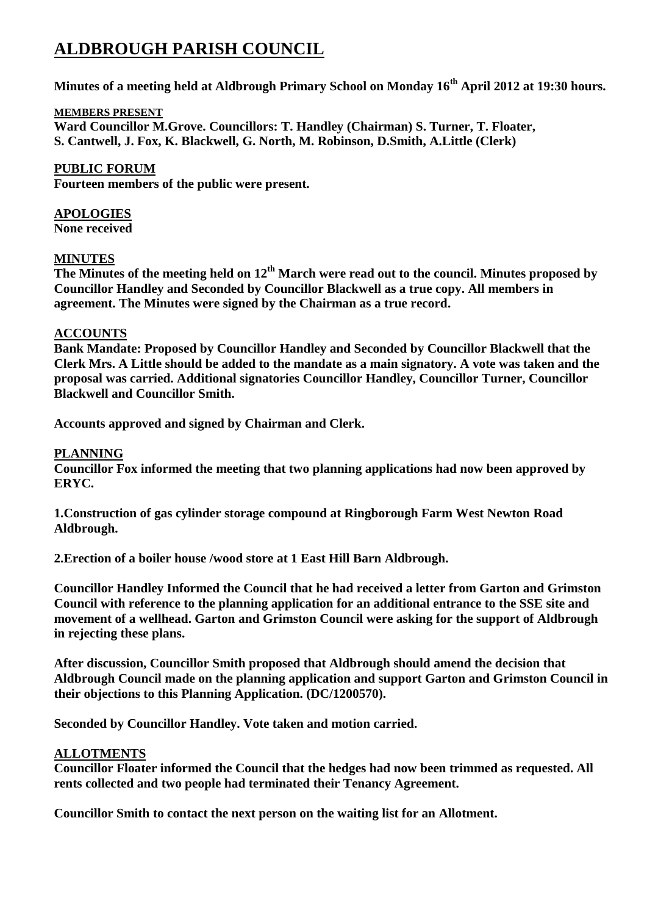# ALDBROUGH PARISH COUNCIL

**Minutes of a meeting held at Aldbrough Primary School on Monday 16th April 2012 at 19:30 hours.**

**MEMBERS PRESENT**

**Ward Councillor M.Grove. Councillors: T. Handley (Chairman) S. Turner, T. Floater, S. Cantwell, J. Fox, K. Blackwell, G. North, M. Robinson, D.Smith, A.Little (Clerk)**

**PUBLIC FORUM**

**Fourteen members of the public were present.**

**APOLOGIES**

**None received**

**MINUTES**

**The Minutes of the meeting held on 12th March were read out to the council. Minutes proposed by Councillor Handley and Seconded by Councillor Blackwell as a true copy. All members in agreement. The Minutes were signed by the Chairman as a true record.**

**ACCOUNTS**

**Bank Mandate: Proposed by Councillor Handley and Seconded by Councillor Blackwell that the Clerk Mrs. A Little should be added to the mandate as a main signatory. A vote was taken and the proposal was carried. Additional signatories Councillor Handley, Councillor Turner, Councillor Blackwell and Councillor Smith.**

**Accounts approved and signed by Chairman and Clerk.**

**PLANNING**

**Councillor Fox informed the meeting that two planning applications had now been approved by ERYC.**

**1.Construction of gas cylinder storage compound at Ringborough Farm West Newton Road Aldbrough.**

**2.Erection of a boiler house /wood store at 1 East Hill Barn Aldbrough.**

**Councillor Handley Informed the Council that he had received a letter from Garton and Grimston Council with reference to the planning application for an additional entrance to the SSE site and movement of a wellhead. Garton and Grimston Council were asking for the support of Aldbrough in rejecting these plans.**

**After discussion, Councillor Smith proposed that Aldbrough should amend the decision that Aldbrough Council made on the planning application and support Garton and Grimston Council in their objections to this Planning Application. (DC/1200570).**

**Seconded by Councillor Handley. Vote taken and motion carried.**

**ALLOTMENTS**

**Councillor Floater informed the Council that the hedges had now been trimmed as requested. All rents collected and two people had terminated their Tenancy Agreement.**

**Councillor Smith to contact the next person on the waiting list for an Allotment.**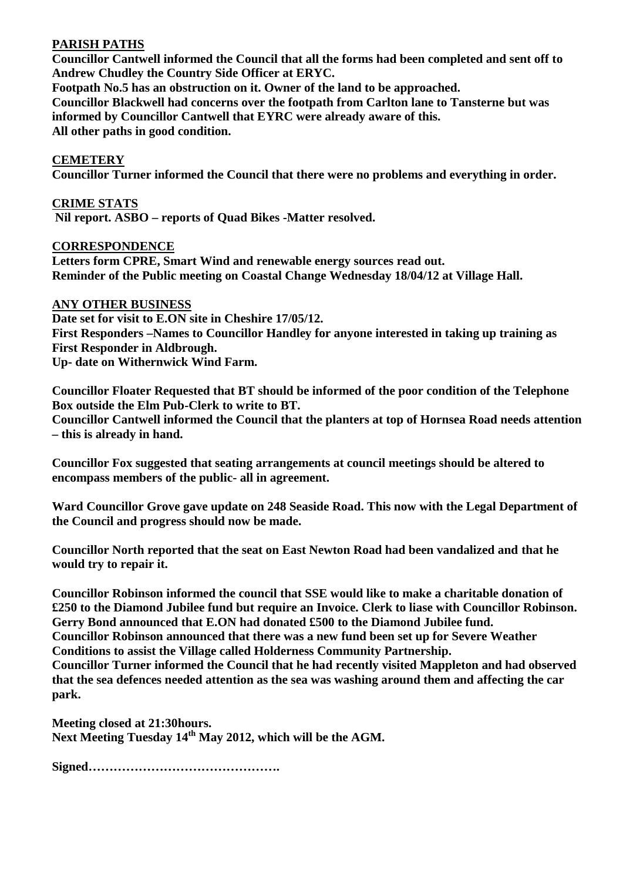**PARISH PATHS**

**Councillor Cantwell informed the Council that all the forms had been completed and sent off to Andrew Chudley the Country Side Officer at ERYC.**
**Footpath No.5 has an obstruction on it. Owner of the land to be approached.**
**Councillor Blackwell had concerns over the footpath from Carlton lane to Tansterne but was informed by Councillor Cantwell that EYRC were already aware of this.**
**All other paths in good condition.**

**CEMETERY**

**Councillor Turner informed the Council that there were no problems and everything in order.**

**CRIME STATS**

**Nil report. ASBO – reports of Quad Bikes -Matter resolved.**

**CORRESPONDENCE**

**Letters form CPRE, Smart Wind and renewable energy sources read out.**
**Reminder of the Public meeting on Coastal Change Wednesday 18/04/12 at Village Hall.**

**ANY OTHER BUSINESS**

**Date set for visit to E.ON site in Cheshire 17/05/12.**
**First Responders –Names to Councillor Handley for anyone interested in taking up training as First Responder in Aldbrough.**
**Up- date on Withernwick Wind Farm.**

**Councillor Floater Requested that BT should be informed of the poor condition of the Telephone Box outside the Elm Pub-Clerk to write to BT.**
**Councillor Cantwell informed the Council that the planters at top of Hornsea Road needs attention – this is already in hand.**

**Councillor Fox suggested that seating arrangements at council meetings should be altered to encompass members of the public- all in agreement.**

**Ward Councillor Grove gave update on 248 Seaside Road. This now with the Legal Department of the Council and progress should now be made.**

**Councillor North reported that the seat on East Newton Road had been vandalized and that he would try to repair it.**

**Councillor Robinson informed the council that SSE would like to make a charitable donation of £250 to the Diamond Jubilee fund but require an Invoice. Clerk to liase with Councillor Robinson.**
**Gerry Bond announced that E.ON had donated £500 to the Diamond Jubilee fund.**
**Councillor Robinson announced that there was a new fund been set up for Severe Weather Conditions to assist the Village called Holderness Community Partnership.**
**Councillor Turner informed the Council that he had recently visited Mappleton and had observed that the sea defences needed attention as the sea was washing around them and affecting the car park.**

**Meeting closed at 21:30hours.**
**Next Meeting Tuesday 14th May 2012, which will be the AGM.**

**Signed……………………………………….**